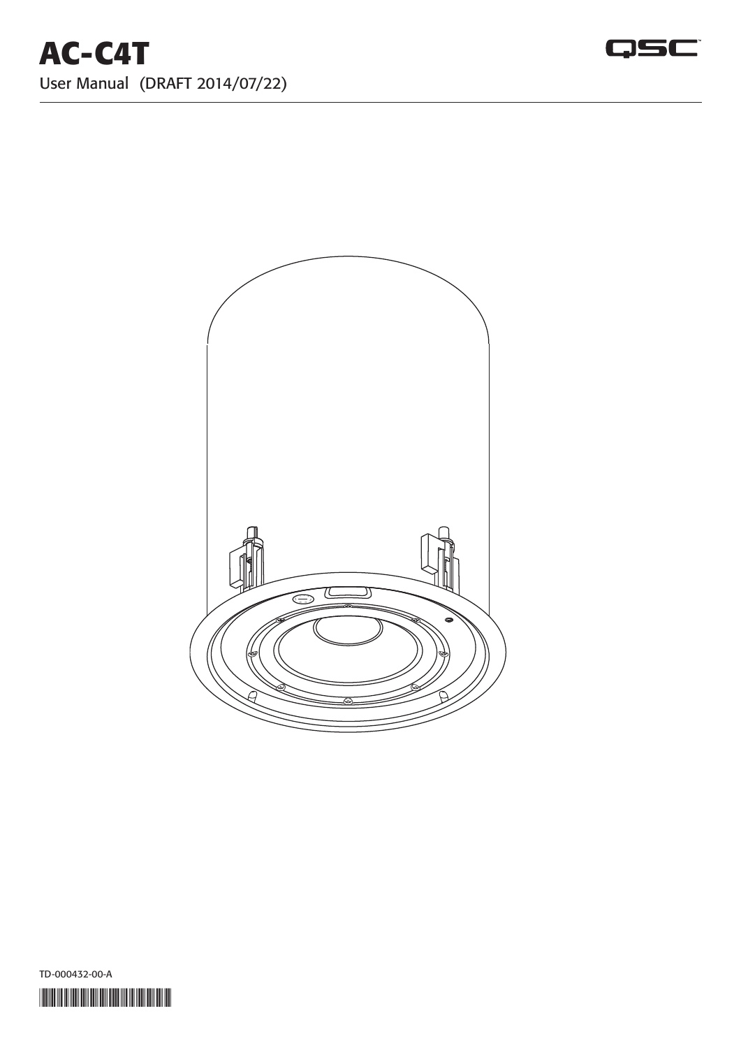# AC-C4T

User Manual (DRAFT 2014/07/22)

TD-000432-00-A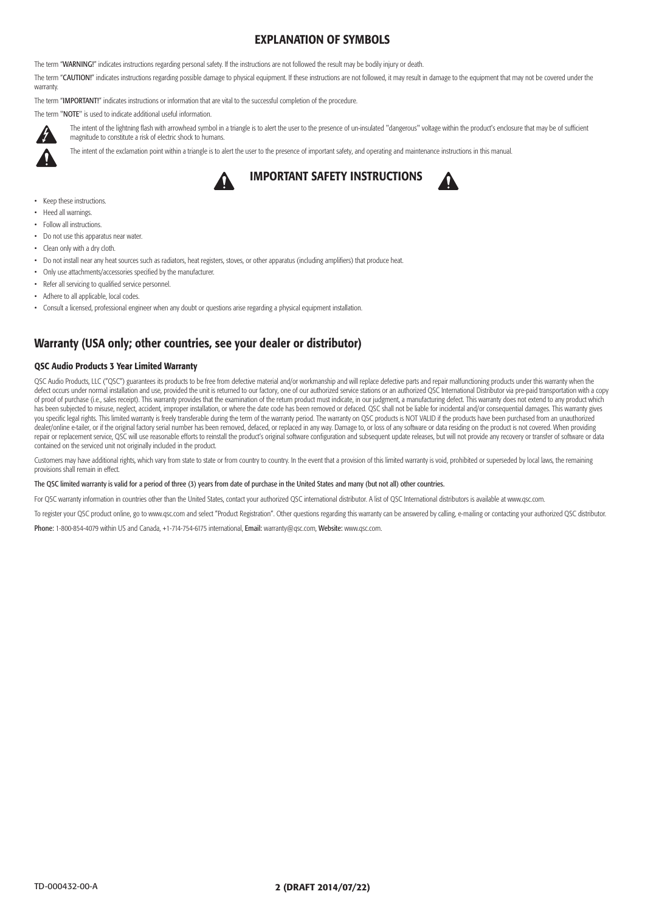## EXPLANATION OF SYMBOLS

The term "**WARNING!**" indicates instructions regarding personal safety. If the instructions are not followed the result may be bodily injury or death.

The term "**CAUTION!**" indicates instructions regarding possible damage to physical equipment. If these instructions are not followed, it may result in damage to the equipment that may not be covered under the warranty.

The term "**IMPORTANT!**" indicates instructions or information that are vital to the successful completion of the procedure.

The term "**NOTE**" is used to indicate additional useful information.

The intent of the lightning flash with arrowhead symbol in a triangle is to alert the user to the presence of un-insulated "dangerous" voltage within the product's enclosure that may be of sufficient magnitude to constitute a risk of electric shock to humans.

The intent of the exclamation point within a triangle is to alert the user to the presence of important safety, and operating and maintenance instructions in this manual.

## IMPORTANT SAFETY INSTRUCTIONS

- Keep these instructions.
- Heed all warnings.
- Follow all instructions.
- Do not use this apparatus near water.
- Clean only with a dry cloth.
- Do not install near any heat sources such as radiators, heat registers, stoves, or other apparatus (including amplifiers) that produce heat.
- Only use attachments/accessories specified by the manufacturer.
- Refer all servicing to qualified service personnel.
- Adhere to all applicable, local codes.
- Consult a licensed, professional engineer when any doubt or questions arise regarding a physical equipment installation.

## Warranty (USA only; other countries, see your dealer or distributor)

### QSC Audio Products 3 Year Limited Warranty

QSC Audio Products, LLC ("QSC") guarantees its products to be free from defective material and/or workmanship and will replace defective parts and repair malfunctioning products under this warranty when the defect occurs under normal installation and use, provided the unit is returned to our factory, one of our authorized service stations or an authorized QSC International Distributor via pre-paid transportation with a copy of proof of purchase (i.e., sales receipt). This warranty provides that the examination of the return product must indicate, in our judgment, a manufacturing defect. This warranty does not extend to any product which has been subjected to misuse, neglect, accident, improper installation, or where the date code has been removed or defaced. QSC shall not be liable for incidental and/or consequential damages. This warranty gives you specific legal rights. This limited warranty is freely transferable during the term of the warranty period. The warranty on QSC products is NOT VALID if the products have been purchased from an unauthorized dealer/online e-tailer, or if the original factory serial number has been removed, defaced, or replaced in any way. Damage to, or loss of any software or data residing on the product is not covered. When providing repair or replacement service, QSC will use reasonable efforts to reinstall the product's original software configuration and subsequent update releases, but will not provide any recovery or transfer of software or data contained on the serviced unit not originally included in the product.

Customers may have additional rights, which vary from state to state or from country to country. In the event that a provision of this limited warranty is void, prohibited or superseded by local laws, the remaining provisions shall remain in effect.

**The QSC limited warranty is valid for a period of three (3) years from date of purchase in the United States and many (but not all) other countries.**

For QSC warranty information in countries other than the United States, contact your authorized QSC international distributor. A list of QSC International distributors is available at www.qsc.com.

To register your QSC product online, go to www.qsc.com and select "Product Registration". Other questions regarding this warranty can be answered by calling, e-mailing or contacting your authorized QSC distributor.

**Phone:** 1-800-854-4079 within US and Canada, +1-714-754-6175 international, **Email:** warranty@qsc.com, **Website:** www.qsc.com.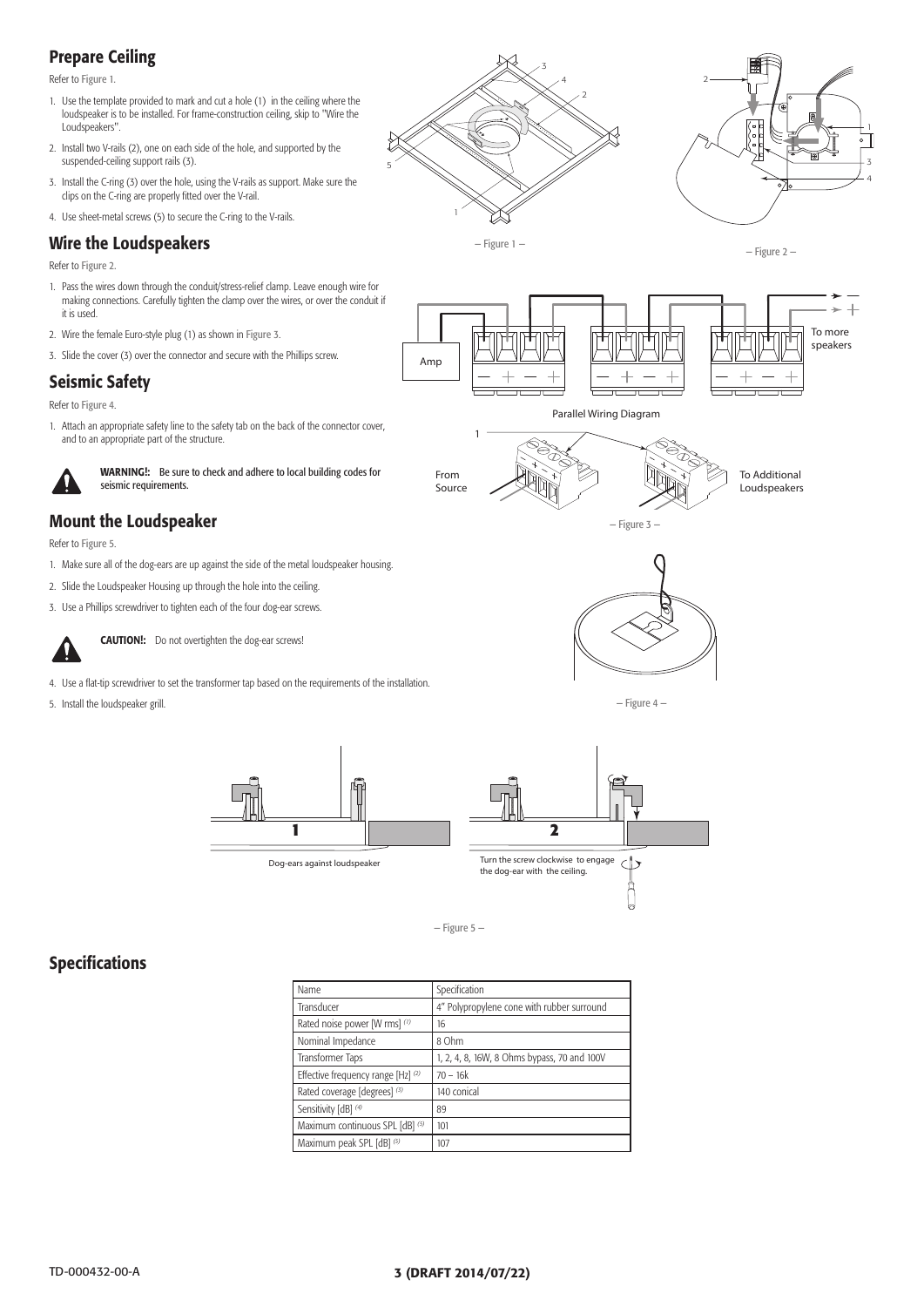## Prepare Ceiling

Refer to Figure 1.

1. Use the template provided to mark and cut a hole (1) in the ceiling where the loudspeaker is to be installed. For frame-construction ceiling, skip to "Wire the Loudspeakers".
2. Install two V-rails (2), one on each side of the hole, and supported by the suspended-ceiling support rails (3).
3. Install the C-ring (3) over the hole, using the V-rails as support. Make sure the clips on the C-ring are properly fitted over the V-rail.
4. Use sheet-metal screws (5) to secure the C-ring to the V-rails.

## Wire the Loudspeakers

Refer to Figure 2.

1. Pass the wires down through the conduit/stress-relief clamp. Leave enough wire for making connections. Carefully tighten the clamp over the wires, or over the conduit if it is used.
2. Wire the female Euro-style plug (1) as shown in Figure 3.
3. Slide the cover (3) over the connector and secure with the Phillips screw.

## Seismic Safety

Refer to Figure 4.

1. Attach an appropriate safety line to the safety tab on the back of the connector cover, and to an appropriate part of the structure.

**WARNING!:** Be sure to check and adhere to local building codes for seismic requirements.

## Mount the Loudspeaker

Refer to Figure 5.

1. Make sure all of the dog-ears are up against the side of the metal loudspeaker housing.
2. Slide the Loudspeaker Housing up through the hole into the ceiling.
3. Use a Phillips screwdriver to tighten each of the four dog-ear screws.

**CAUTION!:** Do not overtighten the dog-ear screws!

4. Use a flat-tip screwdriver to set the transformer tap based on the requirements of the installation.
5. Install the loudspeaker grill.

– Figure 1 –

– Figure 2 –

Parallel Wiring Diagram

– Figure 3 –

– Figure 4 –

– Figure 5 –

## Specifications

| Name | Specification |
|---|---|
| Transducer | 4" Polypropylene cone with rubber surround |
| Rated noise power [W rms] (1) | 16 |
| Nominal Impedance | 8 Ohm |
| Transformer Taps | 1, 2, 4, 8, 16W, 8 Ohms bypass, 70 and 100V |
| Effective frequency range [Hz] (2) | 70 – 16k |
| Rated coverage [degrees] (3) | 140 conical |
| Sensitivity [dB] (4) | 89 |
| Maximum continuous SPL [dB] (5) | 101 |
| Maximum peak SPL [dB] (5) | 107 |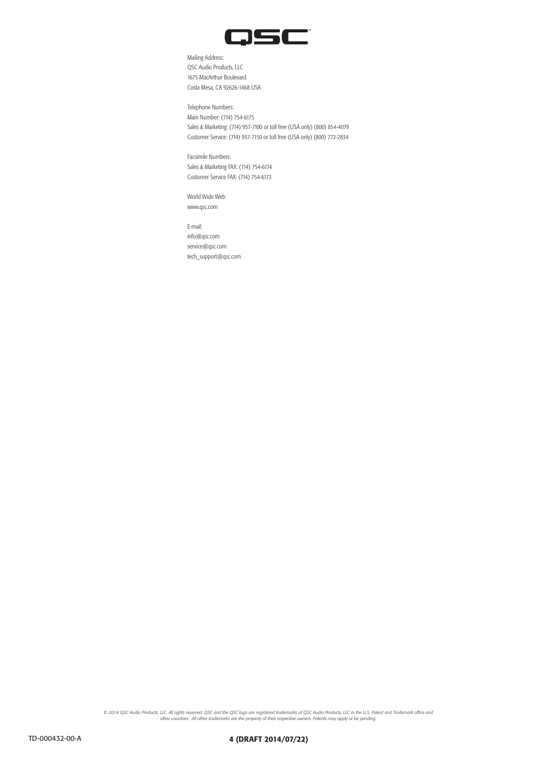Mailing Address:
QSC Audio Products, LLC
1675 MacArthur Boulevard
Costa Mesa, CA 92626-1468 USA

Telephone Numbers:
Main Number: (714) 754-6175
Sales & Marketing: (714) 957-7100 or toll free (USA only) (800) 854-4079
Customer Service: (714) 957-7150 or toll free (USA only) (800) 772-2834

Facsimile Numbers:
Sales & Marketing FAX: (714) 754-6174
Customer Service FAX: (714) 754-6173

World Wide Web:
www.qsc.com

E-mail:
info@qsc.com
service@qsc.com
tech_support@qsc.com

*© 2014 QSC Audio Products, LLC. All rights reserved. QSC and the QSC logo are registered trademarks of QSC Audio Products, LLC in the U.S. Patent and Trademark office and other countries. All other trademarks are the property of their respective owners. Patents may apply or be pending.*

TD-000432-00-A

**(DRAFT 2014/07/22)**